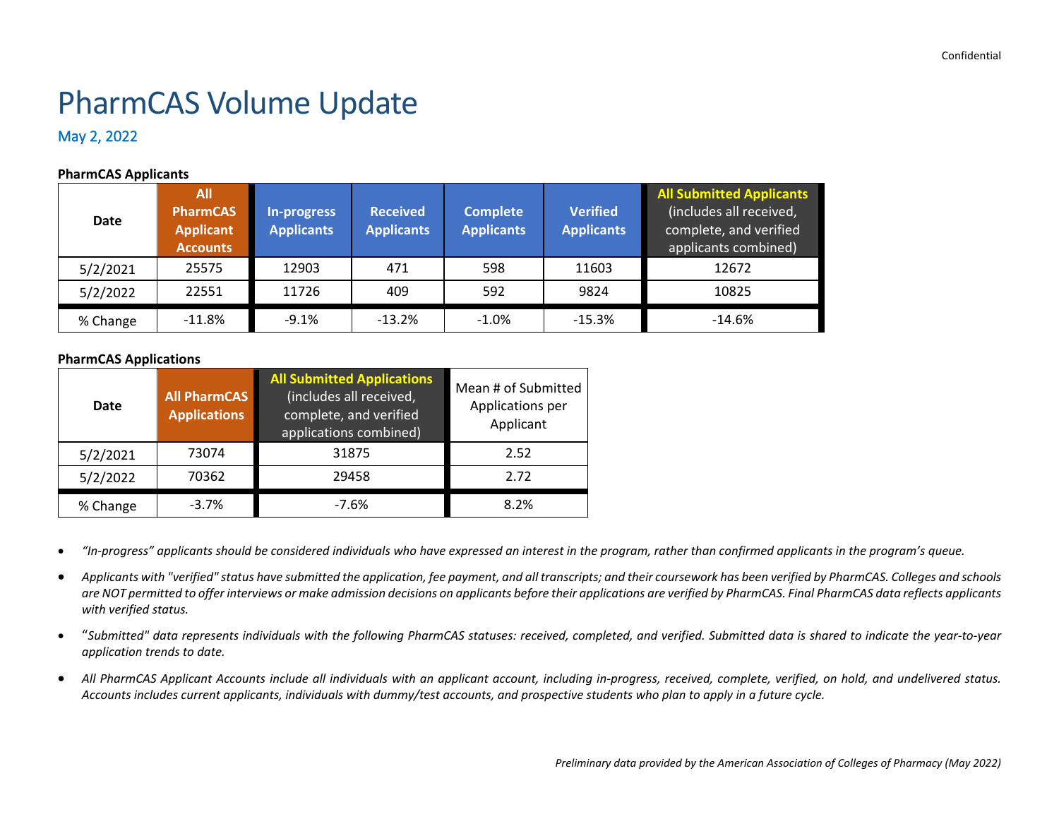Confidential

# PharmCAS Volume Update

May 2, 2022

**PharmCAS Applicants**

| Date | All PharmCAS Applicant Accounts | In-progress Applicants | Received Applicants | Complete Applicants | Verified Applicants | All Submitted Applicants (includes all received, complete, and verified applicants combined) |
|---|---|---|---|---|---|---|
| 5/2/2021 | 25575 | 12903 | 471 | 598 | 11603 | 12672 |
| 5/2/2022 | 22551 | 11726 | 409 | 592 | 9824 | 10825 |
| % Change | -11.8% | -9.1% | -13.2% | -1.0% | -15.3% | -14.6% |

**PharmCAS Applications**

| Date | All PharmCAS Applications | All Submitted Applications (includes all received, complete, and verified applications combined) | Mean # of Submitted Applications per Applicant |
|---|---|---|---|
| 5/2/2021 | 73074 | 31875 | 2.52 |
| 5/2/2022 | 70362 | 29458 | 2.72 |
| % Change | -3.7% | -7.6% | 8.2% |

- *"In-progress" applicants should be considered individuals who have expressed an interest in the program, rather than confirmed applicants in the program's queue.*
- *Applicants with "verified" status have submitted the application, fee payment, and all transcripts; and their coursework has been verified by PharmCAS. Colleges and schools are NOT permitted to offer interviews or make admission decisions on applicants before their applications are verified by PharmCAS. Final PharmCAS data reflects applicants with verified status.*
- "*Submitted" data represents individuals with the following PharmCAS statuses: received, completed, and verified. Submitted data is shared to indicate the year-to-year application trends to date.*
- *All PharmCAS Applicant Accounts include all individuals with an applicant account, including in-progress, received, complete, verified, on hold, and undelivered status. Accounts includes current applicants, individuals with dummy/test accounts, and prospective students who plan to apply in a future cycle.*

*Preliminary data provided by the American Association of Colleges of Pharmacy (May 2022)*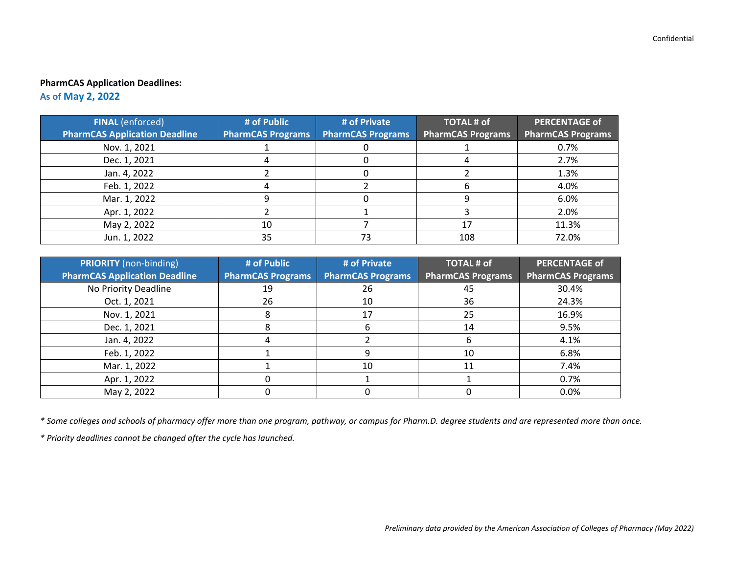**PharmCAS Application Deadlines:**

As of **May 2, 2022**

| **FINAL** (enforced) **PharmCAS Application Deadline** | **# of Public PharmCAS Programs** | **# of Private PharmCAS Programs** | **TOTAL # of PharmCAS Programs** | **PERCENTAGE of PharmCAS Programs** |
|---|---|---|---|---|
| Nov. 1, 2021 | 1 | 0 | 1 | 0.7% |
| Dec. 1, 2021 | 4 | 0 | 4 | 2.7% |
| Jan. 4, 2022 | 2 | 0 | 2 | 1.3% |
| Feb. 1, 2022 | 4 | 2 | 6 | 4.0% |
| Mar. 1, 2022 | 9 | 0 | 9 | 6.0% |
| Apr. 1, 2022 | 2 | 1 | 3 | 2.0% |
| May 2, 2022 | 10 | 7 | 17 | 11.3% |
| Jun. 1, 2022 | 35 | 73 | 108 | 72.0% |

| **PRIORITY** (non-binding) **PharmCAS Application Deadline** | **# of Public PharmCAS Programs** | **# of Private PharmCAS Programs** | **TOTAL # of PharmCAS Programs** | **PERCENTAGE of PharmCAS Programs** |
|---|---|---|---|---|
| No Priority Deadline | 19 | 26 | 45 | 30.4% |
| Oct. 1, 2021 | 26 | 10 | 36 | 24.3% |
| Nov. 1, 2021 | 8 | 17 | 25 | 16.9% |
| Dec. 1, 2021 | 8 | 6 | 14 | 9.5% |
| Jan. 4, 2022 | 4 | 2 | 6 | 4.1% |
| Feb. 1, 2022 | 1 | 9 | 10 | 6.8% |
| Mar. 1, 2022 | 1 | 10 | 11 | 7.4% |
| Apr. 1, 2022 | 0 | 1 | 1 | 0.7% |
| May 2, 2022 | 0 | 0 | 0 | 0.0% |

*\* Some colleges and schools of pharmacy offer more than one program, pathway, or campus for Pharm.D. degree students and are represented more than once.*

*\* Priority deadlines cannot be changed after the cycle has launched.*

*Preliminary data provided by the American Association of Colleges of Pharmacy (May 2022)*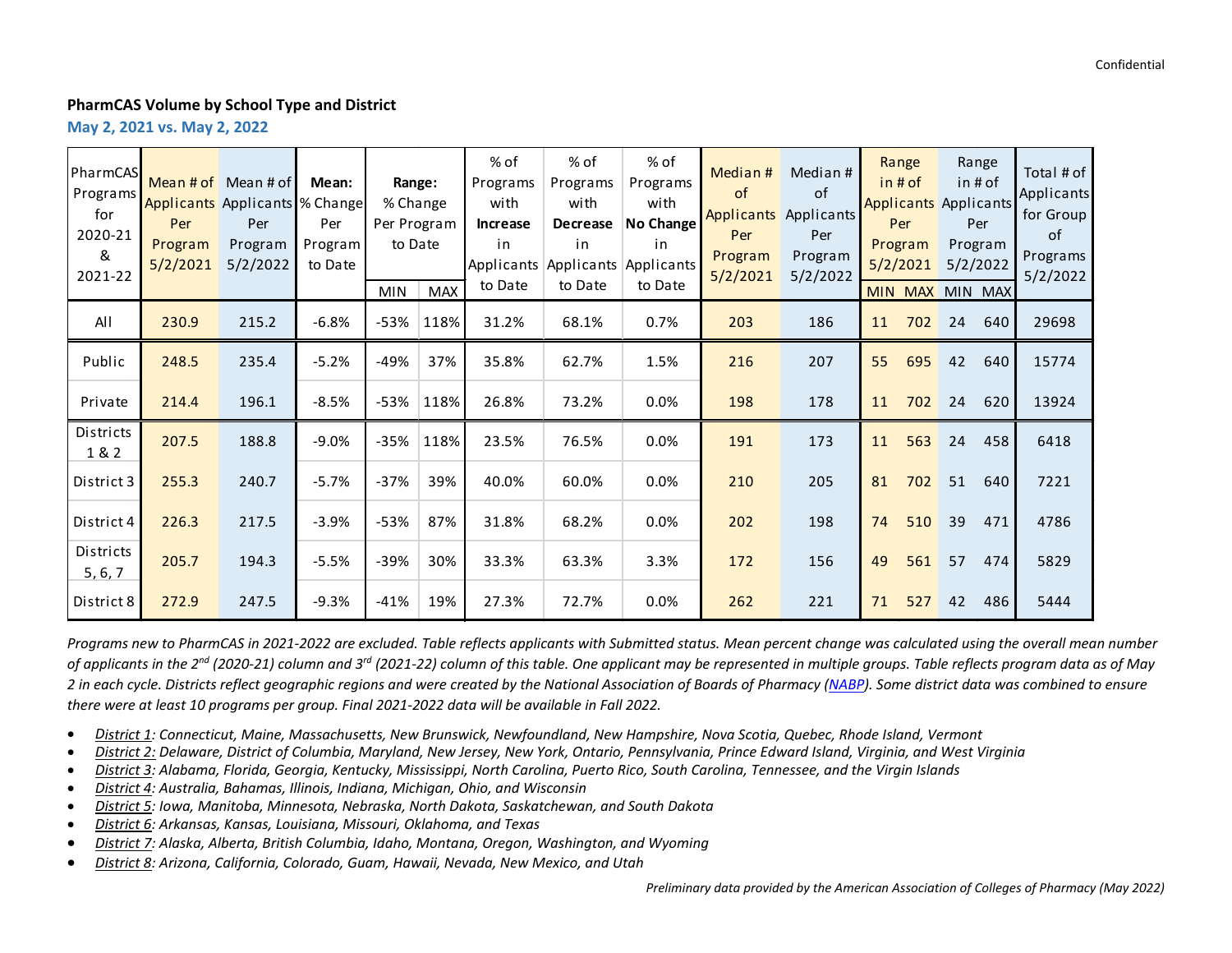Confidential

**PharmCAS Volume by School Type and District**

**May 2, 2021 vs. May 2, 2022**

| PharmCAS Programs for 2020-21 & 2021-22 | Mean # of Applicants Per Program 5/2/2021 | Mean # of Applicants Per Program 5/2/2022 | **Mean:** % Change Per Program to Date | **Range:** % Change Per Program to Date | | % of Programs with **Increase** in Applicants to Date | % of Programs with **Decrease** in Applicants to Date | % of Programs with **No Change** in Applicants to Date | Median # of Applicants Per Program 5/2/2021 | Median # of Applicants Per Program 5/2/2022 | Range in # of Applicants Per Program 5/2/2021 | | Range in # of Applicants Per Program 5/2/2022 | | Total # of Applicants for Group of Programs 5/2/2022 |
|---|---|---|---|---|---|---|---|---|---|---|---|---|---|---|---|
| | | | | MIN | MAX | | | | | | MIN | MAX | MIN | MAX | |
| All | 230.9 | 215.2 | -6.8% | -53% | 118% | 31.2% | 68.1% | 0.7% | 203 | 186 | 11 | 702 | 24 | 640 | 29698 |
| Public | 248.5 | 235.4 | -5.2% | -49% | 37% | 35.8% | 62.7% | 1.5% | 216 | 207 | 55 | 695 | 42 | 640 | 15774 |
| Private | 214.4 | 196.1 | -8.5% | -53% | 118% | 26.8% | 73.2% | 0.0% | 198 | 178 | 11 | 702 | 24 | 620 | 13924 |
| Districts 1 & 2 | 207.5 | 188.8 | -9.0% | -35% | 118% | 23.5% | 76.5% | 0.0% | 191 | 173 | 11 | 563 | 24 | 458 | 6418 |
| District 3 | 255.3 | 240.7 | -5.7% | -37% | 39% | 40.0% | 60.0% | 0.0% | 210 | 205 | 81 | 702 | 51 | 640 | 7221 |
| District 4 | 226.3 | 217.5 | -3.9% | -53% | 87% | 31.8% | 68.2% | 0.0% | 202 | 198 | 74 | 510 | 39 | 471 | 4786 |
| Districts 5, 6, 7 | 205.7 | 194.3 | -5.5% | -39% | 30% | 33.3% | 63.3% | 3.3% | 172 | 156 | 49 | 561 | 57 | 474 | 5829 |
| District 8 | 272.9 | 247.5 | -9.3% | -41% | 19% | 27.3% | 72.7% | 0.0% | 262 | 221 | 71 | 527 | 42 | 486 | 5444 |

*Programs new to PharmCAS in 2021-2022 are excluded. Table reflects applicants with Submitted status. Mean percent change was calculated using the overall mean number of applicants in the 2nd (2020-21) column and 3rd (2021-22) column of this table. One applicant may be represented in multiple groups. Table reflects program data as of May 2 in each cycle. Districts reflect geographic regions and were created by the National Association of Boards of Pharmacy (NABP). Some district data was combined to ensure there were at least 10 programs per group. Final 2021-2022 data will be available in Fall 2022.*

- *District 1: Connecticut, Maine, Massachusetts, New Brunswick, Newfoundland, New Hampshire, Nova Scotia, Quebec, Rhode Island, Vermont*
- *District 2: Delaware, District of Columbia, Maryland, New Jersey, New York, Ontario, Pennsylvania, Prince Edward Island, Virginia, and West Virginia*
- *District 3: Alabama, Florida, Georgia, Kentucky, Mississippi, North Carolina, Puerto Rico, South Carolina, Tennessee, and the Virgin Islands*
- *District 4: Australia, Bahamas, Illinois, Indiana, Michigan, Ohio, and Wisconsin*
- *District 5: Iowa, Manitoba, Minnesota, Nebraska, North Dakota, Saskatchewan, and South Dakota*
- *District 6: Arkansas, Kansas, Louisiana, Missouri, Oklahoma, and Texas*
- *District 7: Alaska, Alberta, British Columbia, Idaho, Montana, Oregon, Washington, and Wyoming*
- *District 8: Arizona, California, Colorado, Guam, Hawaii, Nevada, New Mexico, and Utah*

*Preliminary data provided by the American Association of Colleges of Pharmacy (May 2022)*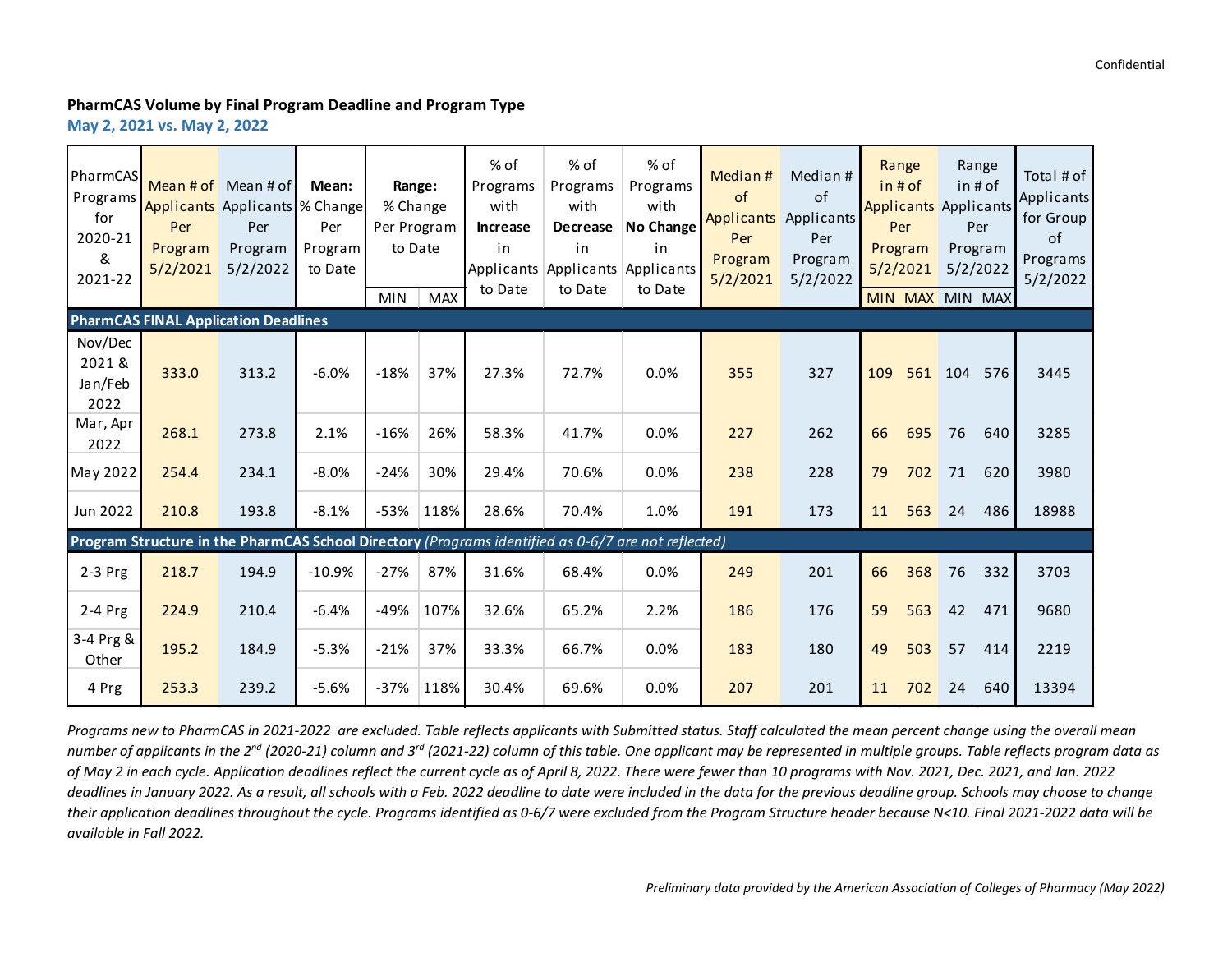Confidential

**PharmCAS Volume by Final Program Deadline and Program Type**

**May 2, 2021 vs. May 2, 2022**

| PharmCAS Programs for 2020-21 & 2021-22 | Mean # of Applicants Per Program 5/2/2021 | Mean # of Applicants Per Program 5/2/2022 | **Mean:** % Change Per Program to Date | **Range:** % Change Per Program to Date | | % of Programs with **Increase** in Applicants to Date | % of Programs with **Decrease** in Applicants to Date | % of Programs with **No Change** in Applicants to Date | Median # of Applicants Per Program 5/2/2021 | Median # of Applicants Per Program 5/2/2022 | Range in # of Applicants Per Program 5/2/2021 | | Range in # of Applicants Per Program 5/2/2022 | | Total # of Applicants for Group of Programs 5/2/2022 |
|---|---|---|---|---|---|---|---|---|---|---|---|---|---|---|---|
| | | | | MIN | MAX | | | | | | MIN | MAX | MIN | MAX | |
| **PharmCAS FINAL Application Deadlines** | | | | | | | | | | | | | | | |
| Nov/Dec 2021 & Jan/Feb 2022 | 333.0 | 313.2 | -6.0% | -18% | 37% | 27.3% | 72.7% | 0.0% | 355 | 327 | 109 | 561 | 104 | 576 | 3445 |
| Mar, Apr 2022 | 268.1 | 273.8 | 2.1% | -16% | 26% | 58.3% | 41.7% | 0.0% | 227 | 262 | 66 | 695 | 76 | 640 | 3285 |
| May 2022 | 254.4 | 234.1 | -8.0% | -24% | 30% | 29.4% | 70.6% | 0.0% | 238 | 228 | 79 | 702 | 71 | 620 | 3980 |
| Jun 2022 | 210.8 | 193.8 | -8.1% | -53% | 118% | 28.6% | 70.4% | 1.0% | 191 | 173 | 11 | 563 | 24 | 486 | 18988 |
| **Program Structure in the PharmCAS School Directory** *(Programs identified as 0-6/7 are not reflected)* | | | | | | | | | | | | | | | |
| 2-3 Prg | 218.7 | 194.9 | -10.9% | -27% | 87% | 31.6% | 68.4% | 0.0% | 249 | 201 | 66 | 368 | 76 | 332 | 3703 |
| 2-4 Prg | 224.9 | 210.4 | -6.4% | -49% | 107% | 32.6% | 65.2% | 2.2% | 186 | 176 | 59 | 563 | 42 | 471 | 9680 |
| 3-4 Prg & Other | 195.2 | 184.9 | -5.3% | -21% | 37% | 33.3% | 66.7% | 0.0% | 183 | 180 | 49 | 503 | 57 | 414 | 2219 |
| 4 Prg | 253.3 | 239.2 | -5.6% | -37% | 118% | 30.4% | 69.6% | 0.0% | 207 | 201 | 11 | 702 | 24 | 640 | 13394 |

*Programs new to PharmCAS in 2021-2022 are excluded. Table reflects applicants with Submitted status. Staff calculated the mean percent change using the overall mean number of applicants in the 2nd (2020-21) column and 3rd (2021-22) column of this table. One applicant may be represented in multiple groups. Table reflects program data as of May 2 in each cycle. Application deadlines reflect the current cycle as of April 8, 2022. There were fewer than 10 programs with Nov. 2021, Dec. 2021, and Jan. 2022 deadlines in January 2022. As a result, all schools with a Feb. 2022 deadline to date were included in the data for the previous deadline group. Schools may choose to change their application deadlines throughout the cycle. Programs identified as 0-6/7 were excluded from the Program Structure header because N<10. Final 2021-2022 data will be available in Fall 2022.*

*Preliminary data provided by the American Association of Colleges of Pharmacy (May 2022)*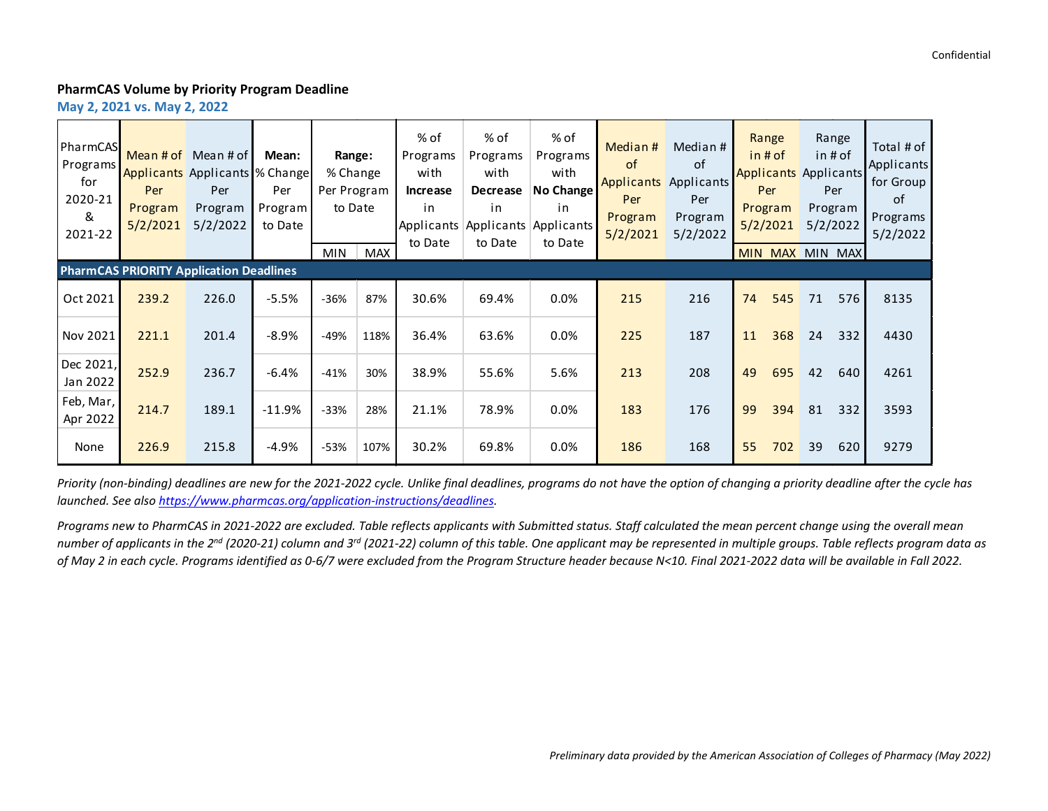Confidential

**PharmCAS Volume by Priority Program Deadline**

**May 2, 2021 vs. May 2, 2022**

| PharmCAS Programs for 2020-21 & 2021-22 | Mean # of Applicants Per Program 5/2/2021 | Mean # of Applicants Per Program 5/2/2022 | **Mean:** % Change Per Program to Date | **Range:** % Change Per Program to Date | | % of Programs with **Increase** in Applicants to Date | % of Programs with **Decrease** in Applicants to Date | % of Programs with **No Change** in Applicants to Date | Median # of Applicants Per Program 5/2/2021 | Median # of Applicants Per Program 5/2/2022 | Range in # of Applicants Per Program 5/2/2021 | | Range in # of Applicants Per Program 5/2/2022 | | Total # of Applicants for Group of Programs 5/2/2022 |
|---|---|---|---|---|---|---|---|---|---|---|---|---|---|---|---|
| | | | | MIN | MAX | | | | | | MIN | MAX | MIN | MAX | |
| **PharmCAS PRIORITY Application Deadlines** | | | | | | | | | | | | | | | |
| Oct 2021 | 239.2 | 226.0 | -5.5% | -36% | 87% | 30.6% | 69.4% | 0.0% | 215 | 216 | 74 | 545 | 71 | 576 | 8135 |
| Nov 2021 | 221.1 | 201.4 | -8.9% | -49% | 118% | 36.4% | 63.6% | 0.0% | 225 | 187 | 11 | 368 | 24 | 332 | 4430 |
| Dec 2021, Jan 2022 | 252.9 | 236.7 | -6.4% | -41% | 30% | 38.9% | 55.6% | 5.6% | 213 | 208 | 49 | 695 | 42 | 640 | 4261 |
| Feb, Mar, Apr 2022 | 214.7 | 189.1 | -11.9% | -33% | 28% | 21.1% | 78.9% | 0.0% | 183 | 176 | 99 | 394 | 81 | 332 | 3593 |
| None | 226.9 | 215.8 | -4.9% | -53% | 107% | 30.2% | 69.8% | 0.0% | 186 | 168 | 55 | 702 | 39 | 620 | 9279 |

*Priority (non-binding) deadlines are new for the 2021-2022 cycle. Unlike final deadlines, programs do not have the option of changing a priority deadline after the cycle has launched. See also [https://www.pharmcas.org/application-instructions/deadlines](https://www.pharmcas.org/application-instructions/deadlines).*

*Programs new to PharmCAS in 2021-2022 are excluded. Table reflects applicants with Submitted status. Staff calculated the mean percent change using the overall mean number of applicants in the 2nd (2020-21) column and 3rd (2021-22) column of this table. One applicant may be represented in multiple groups. Table reflects program data as of May 2 in each cycle. Programs identified as 0-6/7 were excluded from the Program Structure header because N<10. Final 2021-2022 data will be available in Fall 2022.*

*Preliminary data provided by the American Association of Colleges of Pharmacy (May 2022)*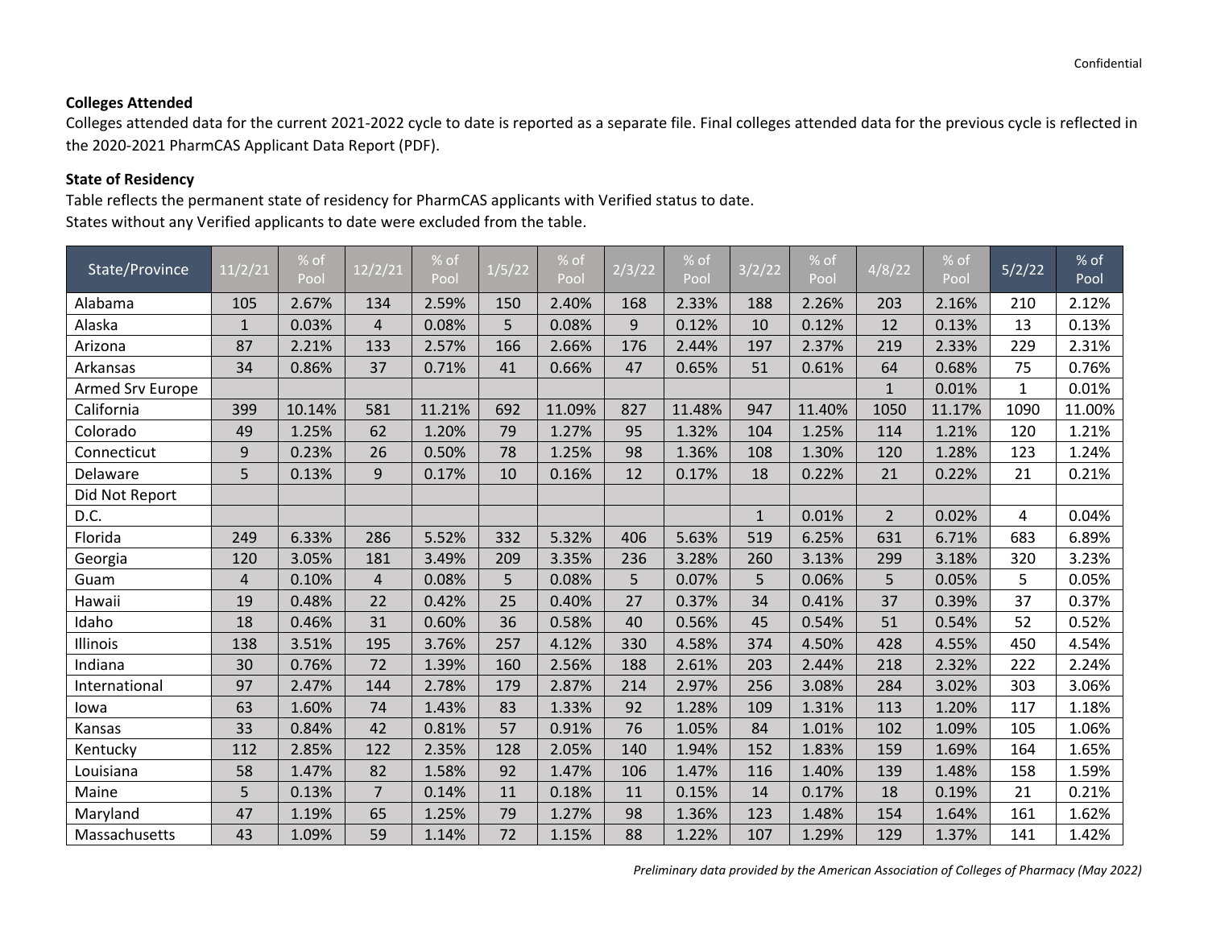### Colleges Attended

Colleges attended data for the current 2021-2022 cycle to date is reported as a separate file. Final colleges attended data for the previous cycle is reflected in the 2020-2021 PharmCAS Applicant Data Report (PDF).

### State of Residency

Table reflects the permanent state of residency for PharmCAS applicants with Verified status to date.
States without any Verified applicants to date were excluded from the table.

| State/Province | 11/2/21 | % of Pool | 12/2/21 | % of Pool | 1/5/22 | % of Pool | 2/3/22 | % of Pool | 3/2/22 | % of Pool | 4/8/22 | % of Pool | 5/2/22 | % of Pool |
|---|---|---|---|---|---|---|---|---|---|---|---|---|---|---|
| Alabama | 105 | 2.67% | 134 | 2.59% | 150 | 2.40% | 168 | 2.33% | 188 | 2.26% | 203 | 2.16% | 210 | 2.12% |
| Alaska | 1 | 0.03% | 4 | 0.08% | 5 | 0.08% | 9 | 0.12% | 10 | 0.12% | 12 | 0.13% | 13 | 0.13% |
| Arizona | 87 | 2.21% | 133 | 2.57% | 166 | 2.66% | 176 | 2.44% | 197 | 2.37% | 219 | 2.33% | 229 | 2.31% |
| Arkansas | 34 | 0.86% | 37 | 0.71% | 41 | 0.66% | 47 | 0.65% | 51 | 0.61% | 64 | 0.68% | 75 | 0.76% |
| Armed Srv Europe | | | | | | | | | | | 1 | 0.01% | 1 | 0.01% |
| California | 399 | 10.14% | 581 | 11.21% | 692 | 11.09% | 827 | 11.48% | 947 | 11.40% | 1050 | 11.17% | 1090 | 11.00% |
| Colorado | 49 | 1.25% | 62 | 1.20% | 79 | 1.27% | 95 | 1.32% | 104 | 1.25% | 114 | 1.21% | 120 | 1.21% |
| Connecticut | 9 | 0.23% | 26 | 0.50% | 78 | 1.25% | 98 | 1.36% | 108 | 1.30% | 120 | 1.28% | 123 | 1.24% |
| Delaware | 5 | 0.13% | 9 | 0.17% | 10 | 0.16% | 12 | 0.17% | 18 | 0.22% | 21 | 0.22% | 21 | 0.21% |
| Did Not Report | | | | | | | | | | | | | | |
| D.C. | | | | | | | | | 1 | 0.01% | 2 | 0.02% | 4 | 0.04% |
| Florida | 249 | 6.33% | 286 | 5.52% | 332 | 5.32% | 406 | 5.63% | 519 | 6.25% | 631 | 6.71% | 683 | 6.89% |
| Georgia | 120 | 3.05% | 181 | 3.49% | 209 | 3.35% | 236 | 3.28% | 260 | 3.13% | 299 | 3.18% | 320 | 3.23% |
| Guam | 4 | 0.10% | 4 | 0.08% | 5 | 0.08% | 5 | 0.07% | 5 | 0.06% | 5 | 0.05% | 5 | 0.05% |
| Hawaii | 19 | 0.48% | 22 | 0.42% | 25 | 0.40% | 27 | 0.37% | 34 | 0.41% | 37 | 0.39% | 37 | 0.37% |
| Idaho | 18 | 0.46% | 31 | 0.60% | 36 | 0.58% | 40 | 0.56% | 45 | 0.54% | 51 | 0.54% | 52 | 0.52% |
| Illinois | 138 | 3.51% | 195 | 3.76% | 257 | 4.12% | 330 | 4.58% | 374 | 4.50% | 428 | 4.55% | 450 | 4.54% |
| Indiana | 30 | 0.76% | 72 | 1.39% | 160 | 2.56% | 188 | 2.61% | 203 | 2.44% | 218 | 2.32% | 222 | 2.24% |
| International | 97 | 2.47% | 144 | 2.78% | 179 | 2.87% | 214 | 2.97% | 256 | 3.08% | 284 | 3.02% | 303 | 3.06% |
| Iowa | 63 | 1.60% | 74 | 1.43% | 83 | 1.33% | 92 | 1.28% | 109 | 1.31% | 113 | 1.20% | 117 | 1.18% |
| Kansas | 33 | 0.84% | 42 | 0.81% | 57 | 0.91% | 76 | 1.05% | 84 | 1.01% | 102 | 1.09% | 105 | 1.06% |
| Kentucky | 112 | 2.85% | 122 | 2.35% | 128 | 2.05% | 140 | 1.94% | 152 | 1.83% | 159 | 1.69% | 164 | 1.65% |
| Louisiana | 58 | 1.47% | 82 | 1.58% | 92 | 1.47% | 106 | 1.47% | 116 | 1.40% | 139 | 1.48% | 158 | 1.59% |
| Maine | 5 | 0.13% | 7 | 0.14% | 11 | 0.18% | 11 | 0.15% | 14 | 0.17% | 18 | 0.19% | 21 | 0.21% |
| Maryland | 47 | 1.19% | 65 | 1.25% | 79 | 1.27% | 98 | 1.36% | 123 | 1.48% | 154 | 1.64% | 161 | 1.62% |
| Massachusetts | 43 | 1.09% | 59 | 1.14% | 72 | 1.15% | 88 | 1.22% | 107 | 1.29% | 129 | 1.37% | 141 | 1.42% |

*Preliminary data provided by the American Association of Colleges of Pharmacy (May 2022)*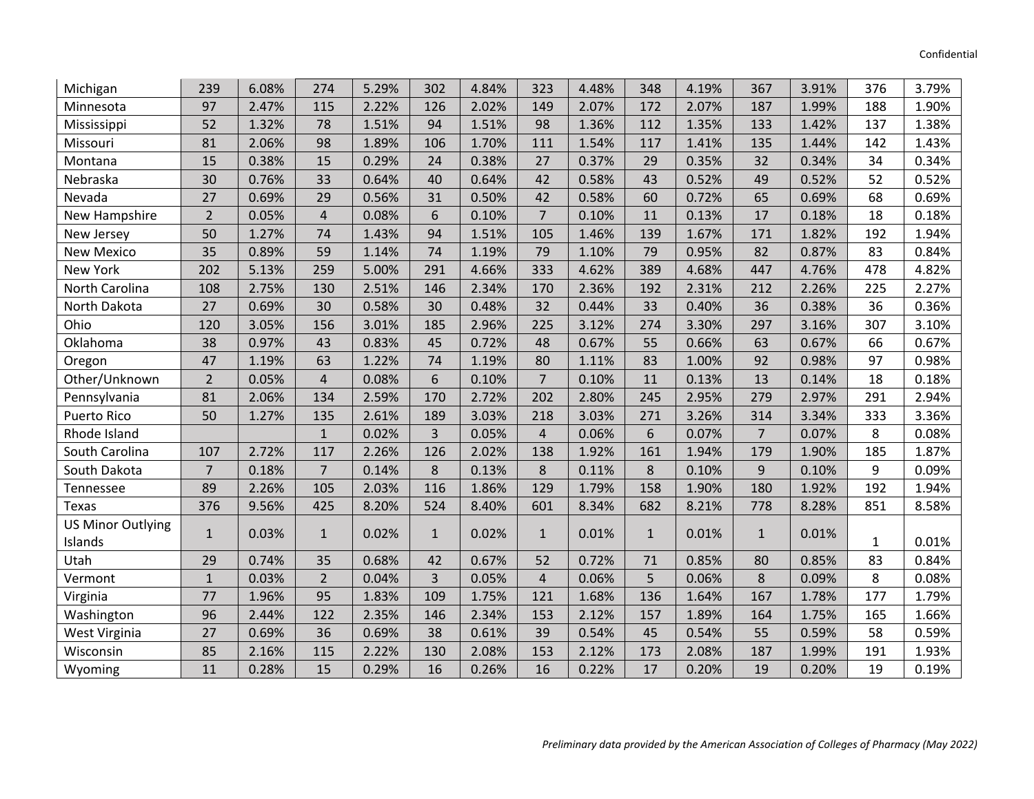| | | | | | | | | | | | | | | |
|---|---|---|---|---|---|---|---|---|---|---|---|---|---|---|
| Michigan | 239 | 6.08% | 274 | 5.29% | 302 | 4.84% | 323 | 4.48% | 348 | 4.19% | 367 | 3.91% | 376 | 3.79% |
| Minnesota | 97 | 2.47% | 115 | 2.22% | 126 | 2.02% | 149 | 2.07% | 172 | 2.07% | 187 | 1.99% | 188 | 1.90% |
| Mississippi | 52 | 1.32% | 78 | 1.51% | 94 | 1.51% | 98 | 1.36% | 112 | 1.35% | 133 | 1.42% | 137 | 1.38% |
| Missouri | 81 | 2.06% | 98 | 1.89% | 106 | 1.70% | 111 | 1.54% | 117 | 1.41% | 135 | 1.44% | 142 | 1.43% |
| Montana | 15 | 0.38% | 15 | 0.29% | 24 | 0.38% | 27 | 0.37% | 29 | 0.35% | 32 | 0.34% | 34 | 0.34% |
| Nebraska | 30 | 0.76% | 33 | 0.64% | 40 | 0.64% | 42 | 0.58% | 43 | 0.52% | 49 | 0.52% | 52 | 0.52% |
| Nevada | 27 | 0.69% | 29 | 0.56% | 31 | 0.50% | 42 | 0.58% | 60 | 0.72% | 65 | 0.69% | 68 | 0.69% |
| New Hampshire | 2 | 0.05% | 4 | 0.08% | 6 | 0.10% | 7 | 0.10% | 11 | 0.13% | 17 | 0.18% | 18 | 0.18% |
| New Jersey | 50 | 1.27% | 74 | 1.43% | 94 | 1.51% | 105 | 1.46% | 139 | 1.67% | 171 | 1.82% | 192 | 1.94% |
| New Mexico | 35 | 0.89% | 59 | 1.14% | 74 | 1.19% | 79 | 1.10% | 79 | 0.95% | 82 | 0.87% | 83 | 0.84% |
| New York | 202 | 5.13% | 259 | 5.00% | 291 | 4.66% | 333 | 4.62% | 389 | 4.68% | 447 | 4.76% | 478 | 4.82% |
| North Carolina | 108 | 2.75% | 130 | 2.51% | 146 | 2.34% | 170 | 2.36% | 192 | 2.31% | 212 | 2.26% | 225 | 2.27% |
| North Dakota | 27 | 0.69% | 30 | 0.58% | 30 | 0.48% | 32 | 0.44% | 33 | 0.40% | 36 | 0.38% | 36 | 0.36% |
| Ohio | 120 | 3.05% | 156 | 3.01% | 185 | 2.96% | 225 | 3.12% | 274 | 3.30% | 297 | 3.16% | 307 | 3.10% |
| Oklahoma | 38 | 0.97% | 43 | 0.83% | 45 | 0.72% | 48 | 0.67% | 55 | 0.66% | 63 | 0.67% | 66 | 0.67% |
| Oregon | 47 | 1.19% | 63 | 1.22% | 74 | 1.19% | 80 | 1.11% | 83 | 1.00% | 92 | 0.98% | 97 | 0.98% |
| Other/Unknown | 2 | 0.05% | 4 | 0.08% | 6 | 0.10% | 7 | 0.10% | 11 | 0.13% | 13 | 0.14% | 18 | 0.18% |
| Pennsylvania | 81 | 2.06% | 134 | 2.59% | 170 | 2.72% | 202 | 2.80% | 245 | 2.95% | 279 | 2.97% | 291 | 2.94% |
| Puerto Rico | 50 | 1.27% | 135 | 2.61% | 189 | 3.03% | 218 | 3.03% | 271 | 3.26% | 314 | 3.34% | 333 | 3.36% |
| Rhode Island | | | 1 | 0.02% | 3 | 0.05% | 4 | 0.06% | 6 | 0.07% | 7 | 0.07% | 8 | 0.08% |
| South Carolina | 107 | 2.72% | 117 | 2.26% | 126 | 2.02% | 138 | 1.92% | 161 | 1.94% | 179 | 1.90% | 185 | 1.87% |
| South Dakota | 7 | 0.18% | 7 | 0.14% | 8 | 0.13% | 8 | 0.11% | 8 | 0.10% | 9 | 0.10% | 9 | 0.09% |
| Tennessee | 89 | 2.26% | 105 | 2.03% | 116 | 1.86% | 129 | 1.79% | 158 | 1.90% | 180 | 1.92% | 192 | 1.94% |
| Texas | 376 | 9.56% | 425 | 8.20% | 524 | 8.40% | 601 | 8.34% | 682 | 8.21% | 778 | 8.28% | 851 | 8.58% |
| US Minor Outlying Islands | 1 | 0.03% | 1 | 0.02% | 1 | 0.02% | 1 | 0.01% | 1 | 0.01% | 1 | 0.01% | 1 | 0.01% |
| Utah | 29 | 0.74% | 35 | 0.68% | 42 | 0.67% | 52 | 0.72% | 71 | 0.85% | 80 | 0.85% | 83 | 0.84% |
| Vermont | 1 | 0.03% | 2 | 0.04% | 3 | 0.05% | 4 | 0.06% | 5 | 0.06% | 8 | 0.09% | 8 | 0.08% |
| Virginia | 77 | 1.96% | 95 | 1.83% | 109 | 1.75% | 121 | 1.68% | 136 | 1.64% | 167 | 1.78% | 177 | 1.79% |
| Washington | 96 | 2.44% | 122 | 2.35% | 146 | 2.34% | 153 | 2.12% | 157 | 1.89% | 164 | 1.75% | 165 | 1.66% |
| West Virginia | 27 | 0.69% | 36 | 0.69% | 38 | 0.61% | 39 | 0.54% | 45 | 0.54% | 55 | 0.59% | 58 | 0.59% |
| Wisconsin | 85 | 2.16% | 115 | 2.22% | 130 | 2.08% | 153 | 2.12% | 173 | 2.08% | 187 | 1.99% | 191 | 1.93% |
| Wyoming | 11 | 0.28% | 15 | 0.29% | 16 | 0.26% | 16 | 0.22% | 17 | 0.20% | 19 | 0.20% | 19 | 0.19% |

*Preliminary data provided by the American Association of Colleges of Pharmacy (May 2022)*